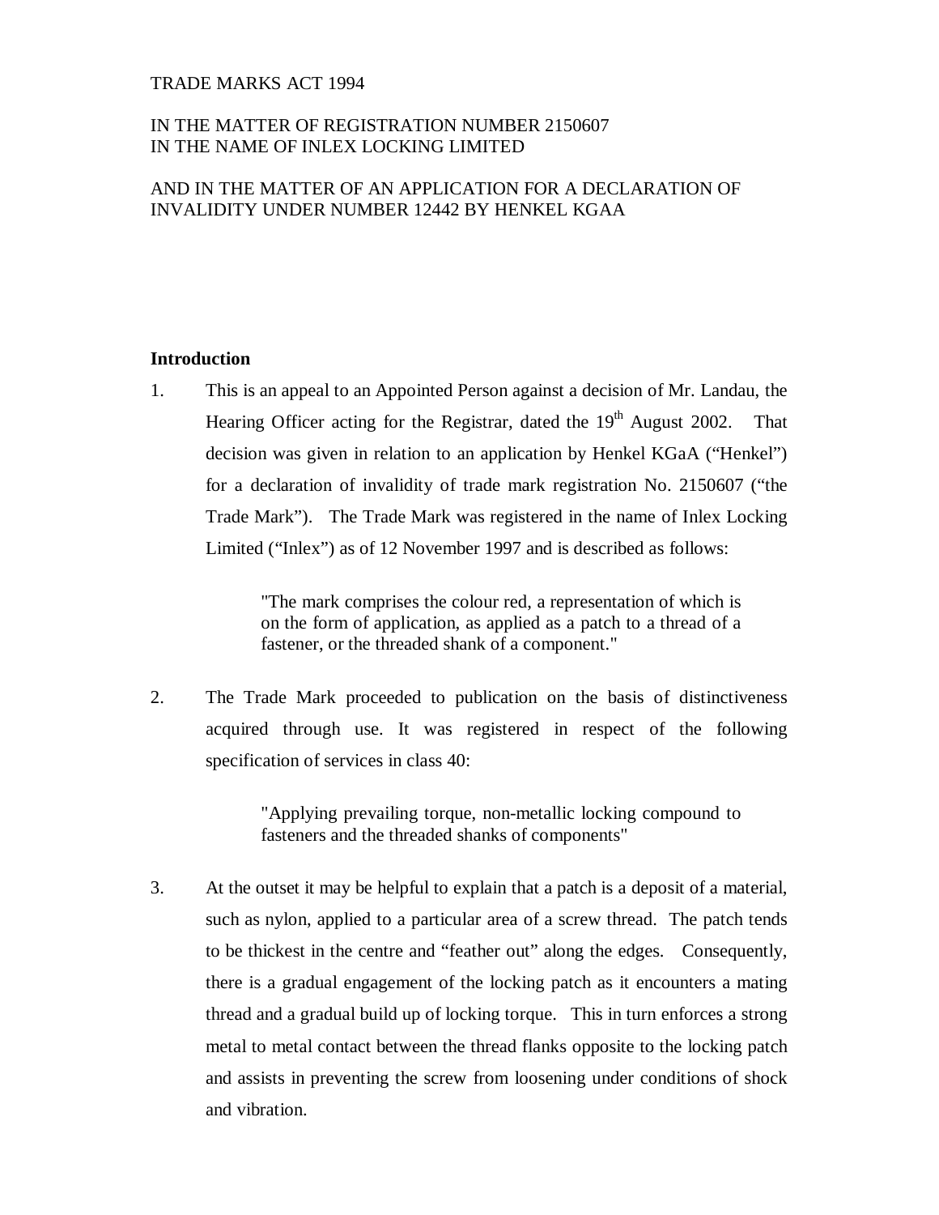TRADE MARKS ACT 1994

IN THE MATTER OF REGISTRATION NUMBER 2150607
IN THE NAME OF INLEX LOCKING LIMITED

AND IN THE MATTER OF AN APPLICATION FOR A DECLARATION OF INVALIDITY UNDER NUMBER 12442 BY HENKEL KGAA

## Introduction

1. This is an appeal to an Appointed Person against a decision of Mr. Landau, the Hearing Officer acting for the Registrar, dated the 19th August 2002. That decision was given in relation to an application by Henkel KGaA ("Henkel") for a declaration of invalidity of trade mark registration No. 2150607 ("the Trade Mark"). The Trade Mark was registered in the name of Inlex Locking Limited ("Inlex") as of 12 November 1997 and is described as follows:

   > "The mark comprises the colour red, a representation of which is on the form of application, as applied as a patch to a thread of a fastener, or the threaded shank of a component."

2. The Trade Mark proceeded to publication on the basis of distinctiveness acquired through use. It was registered in respect of the following specification of services in class 40:

   > "Applying prevailing torque, non-metallic locking compound to fasteners and the threaded shanks of components"

3. At the outset it may be helpful to explain that a patch is a deposit of a material, such as nylon, applied to a particular area of a screw thread. The patch tends to be thickest in the centre and "feather out" along the edges. Consequently, there is a gradual engagement of the locking patch as it encounters a mating thread and a gradual build up of locking torque. This in turn enforces a strong metal to metal contact between the thread flanks opposite to the locking patch and assists in preventing the screw from loosening under conditions of shock and vibration.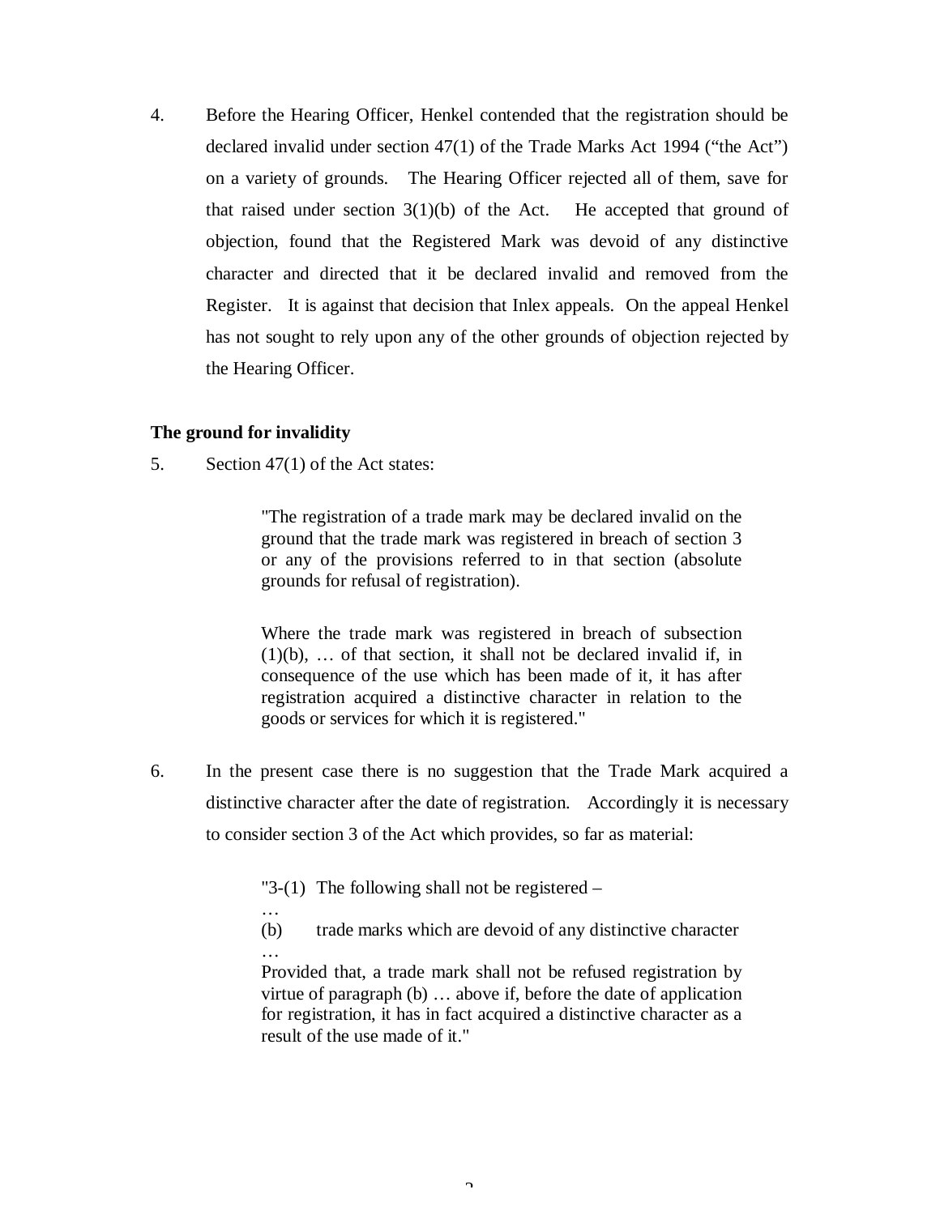4. Before the Hearing Officer, Henkel contended that the registration should be declared invalid under section 47(1) of the Trade Marks Act 1994 ("the Act") on a variety of grounds. The Hearing Officer rejected all of them, save for that raised under section 3(1)(b) of the Act. He accepted that ground of objection, found that the Registered Mark was devoid of any distinctive character and directed that it be declared invalid and removed from the Register. It is against that decision that Inlex appeals. On the appeal Henkel has not sought to rely upon any of the other grounds of objection rejected by the Hearing Officer.

**The ground for invalidity**

5. Section 47(1) of the Act states:

> "The registration of a trade mark may be declared invalid on the ground that the trade mark was registered in breach of section 3 or any of the provisions referred to in that section (absolute grounds for refusal of registration).
>
> Where the trade mark was registered in breach of subsection (1)(b), … of that section, it shall not be declared invalid if, in consequence of the use which has been made of it, it has after registration acquired a distinctive character in relation to the goods or services for which it is registered."

6. In the present case there is no suggestion that the Trade Mark acquired a distinctive character after the date of registration. Accordingly it is necessary to consider section 3 of the Act which provides, so far as material:

> "3-(1) The following shall not be registered –
>
> …
>
> (b) trade marks which are devoid of any distinctive character
>
> …
>
> Provided that, a trade mark shall not be refused registration by virtue of paragraph (b) … above if, before the date of application for registration, it has in fact acquired a distinctive character as a result of the use made of it."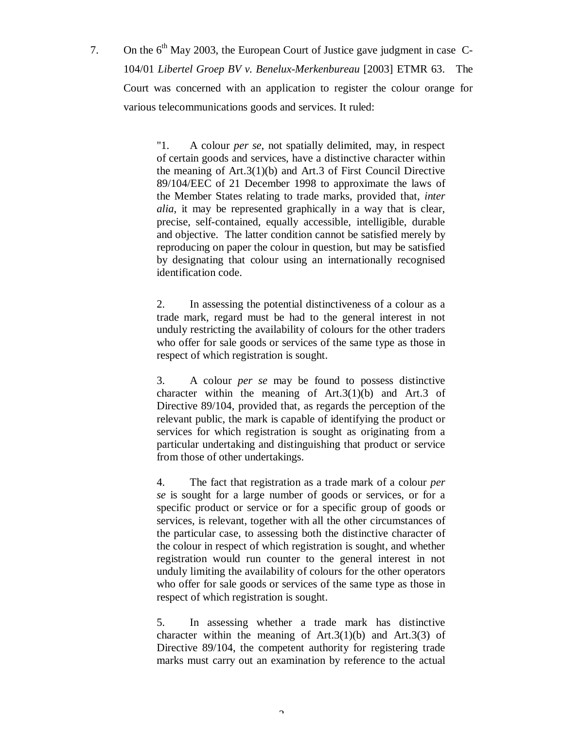7. On the 6th May 2003, the European Court of Justice gave judgment in case C-104/01 *Libertel Groep BV v. Benelux-Merkenbureau* [2003] ETMR 63. The Court was concerned with an application to register the colour orange for various telecommunications goods and services. It ruled:

> "1. A colour *per se*, not spatially delimited, may, in respect of certain goods and services, have a distinctive character within the meaning of Art.3(1)(b) and Art.3 of First Council Directive 89/104/EEC of 21 December 1998 to approximate the laws of the Member States relating to trade marks, provided that, *inter alia*, it may be represented graphically in a way that is clear, precise, self-contained, equally accessible, intelligible, durable and objective. The latter condition cannot be satisfied merely by reproducing on paper the colour in question, but may be satisfied by designating that colour using an internationally recognised identification code.
>
> 2. In assessing the potential distinctiveness of a colour as a trade mark, regard must be had to the general interest in not unduly restricting the availability of colours for the other traders who offer for sale goods or services of the same type as those in respect of which registration is sought.
>
> 3. A colour *per se* may be found to possess distinctive character within the meaning of Art.3(1)(b) and Art.3 of Directive 89/104, provided that, as regards the perception of the relevant public, the mark is capable of identifying the product or services for which registration is sought as originating from a particular undertaking and distinguishing that product or service from those of other undertakings.
>
> 4. The fact that registration as a trade mark of a colour *per se* is sought for a large number of goods or services, or for a specific product or service or for a specific group of goods or services, is relevant, together with all the other circumstances of the particular case, to assessing both the distinctive character of the colour in respect of which registration is sought, and whether registration would run counter to the general interest in not unduly limiting the availability of colours for the other operators who offer for sale goods or services of the same type as those in respect of which registration is sought.
>
> 5. In assessing whether a trade mark has distinctive character within the meaning of Art.3(1)(b) and Art.3(3) of Directive 89/104, the competent authority for registering trade marks must carry out an examination by reference to the actual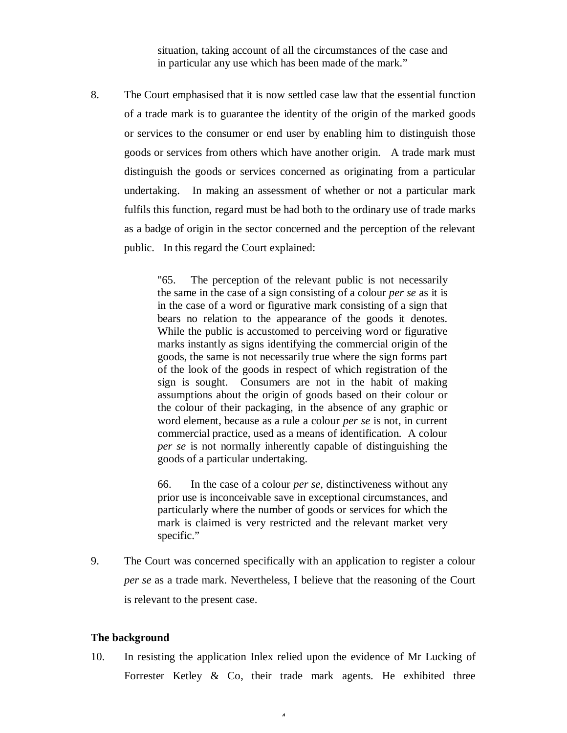> situation, taking account of all the circumstances of the case and in particular any use which has been made of the mark."

8. The Court emphasised that it is now settled case law that the essential function of a trade mark is to guarantee the identity of the origin of the marked goods or services to the consumer or end user by enabling him to distinguish those goods or services from others which have another origin. A trade mark must distinguish the goods or services concerned as originating from a particular undertaking. In making an assessment of whether or not a particular mark fulfils this function, regard must be had both to the ordinary use of trade marks as a badge of origin in the sector concerned and the perception of the relevant public. In this regard the Court explained:

> "65. The perception of the relevant public is not necessarily the same in the case of a sign consisting of a colour *per se* as it is in the case of a word or figurative mark consisting of a sign that bears no relation to the appearance of the goods it denotes. While the public is accustomed to perceiving word or figurative marks instantly as signs identifying the commercial origin of the goods, the same is not necessarily true where the sign forms part of the look of the goods in respect of which registration of the sign is sought. Consumers are not in the habit of making assumptions about the origin of goods based on their colour or the colour of their packaging, in the absence of any graphic or word element, because as a rule a colour *per se* is not, in current commercial practice, used as a means of identification. A colour *per se* is not normally inherently capable of distinguishing the goods of a particular undertaking.
>
> 66. In the case of a colour *per se*, distinctiveness without any prior use is inconceivable save in exceptional circumstances, and particularly where the number of goods or services for which the mark is claimed is very restricted and the relevant market very specific."

9. The Court was concerned specifically with an application to register a colour *per se* as a trade mark. Nevertheless, I believe that the reasoning of the Court is relevant to the present case.

**The background**

10. In resisting the application Inlex relied upon the evidence of Mr Lucking of Forrester Ketley & Co, their trade mark agents. He exhibited three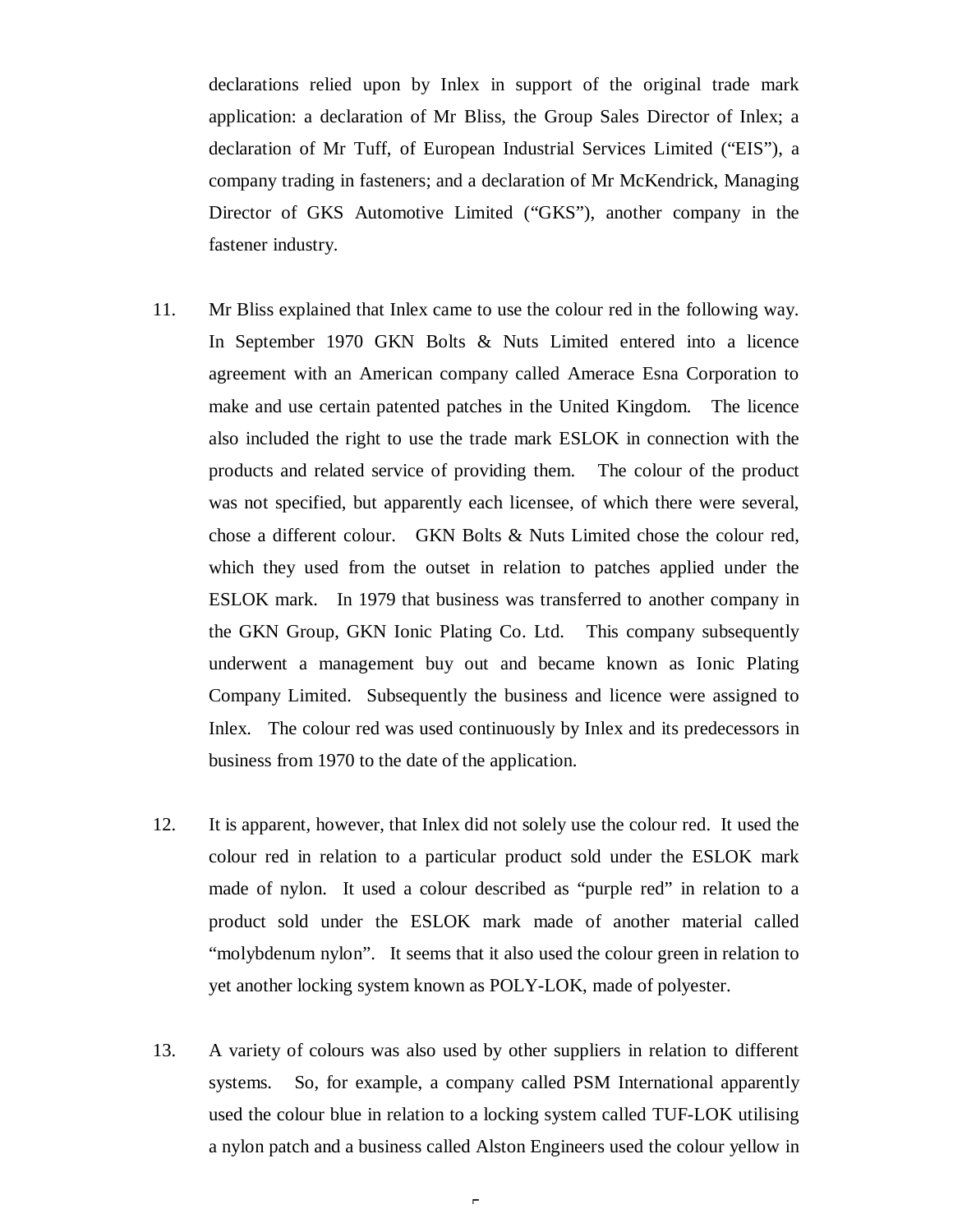declarations relied upon by Inlex in support of the original trade mark application: a declaration of Mr Bliss, the Group Sales Director of Inlex; a declaration of Mr Tuff, of European Industrial Services Limited ("EIS"), a company trading in fasteners; and a declaration of Mr McKendrick, Managing Director of GKS Automotive Limited ("GKS"), another company in the fastener industry.

11. Mr Bliss explained that Inlex came to use the colour red in the following way. In September 1970 GKN Bolts & Nuts Limited entered into a licence agreement with an American company called Amerace Esna Corporation to make and use certain patented patches in the United Kingdom. The licence also included the right to use the trade mark ESLOK in connection with the products and related service of providing them. The colour of the product was not specified, but apparently each licensee, of which there were several, chose a different colour. GKN Bolts & Nuts Limited chose the colour red, which they used from the outset in relation to patches applied under the ESLOK mark. In 1979 that business was transferred to another company in the GKN Group, GKN Ionic Plating Co. Ltd. This company subsequently underwent a management buy out and became known as Ionic Plating Company Limited. Subsequently the business and licence were assigned to Inlex. The colour red was used continuously by Inlex and its predecessors in business from 1970 to the date of the application.

12. It is apparent, however, that Inlex did not solely use the colour red. It used the colour red in relation to a particular product sold under the ESLOK mark made of nylon. It used a colour described as "purple red" in relation to a product sold under the ESLOK mark made of another material called "molybdenum nylon". It seems that it also used the colour green in relation to yet another locking system known as POLY-LOK, made of polyester.

13. A variety of colours was also used by other suppliers in relation to different systems. So, for example, a company called PSM International apparently used the colour blue in relation to a locking system called TUF-LOK utilising a nylon patch and a business called Alston Engineers used the colour yellow in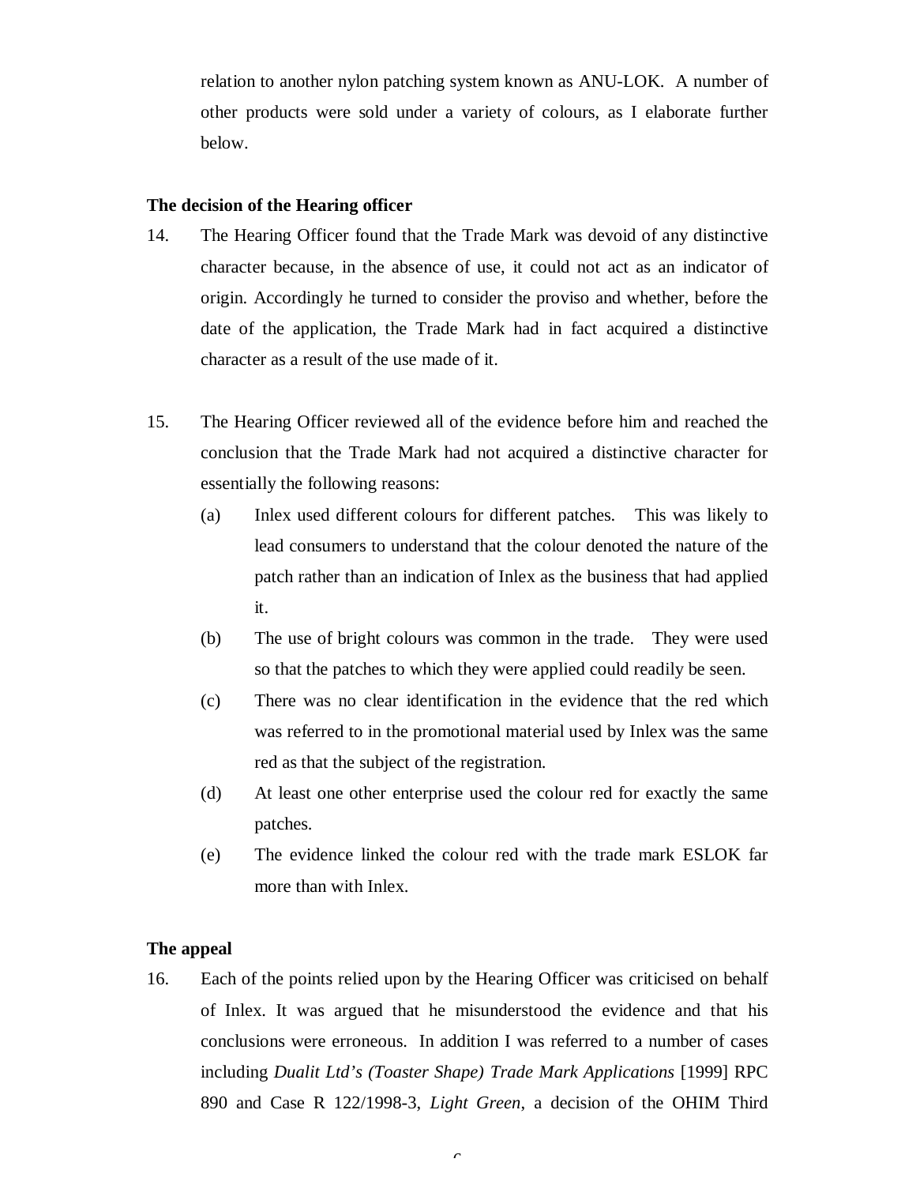relation to another nylon patching system known as ANU-LOK. A number of other products were sold under a variety of colours, as I elaborate further below.

**The decision of the Hearing officer**

14. The Hearing Officer found that the Trade Mark was devoid of any distinctive character because, in the absence of use, it could not act as an indicator of origin. Accordingly he turned to consider the proviso and whether, before the date of the application, the Trade Mark had in fact acquired a distinctive character as a result of the use made of it.

15. The Hearing Officer reviewed all of the evidence before him and reached the conclusion that the Trade Mark had not acquired a distinctive character for essentially the following reasons:

    (a) Inlex used different colours for different patches. This was likely to lead consumers to understand that the colour denoted the nature of the patch rather than an indication of Inlex as the business that had applied it.

    (b) The use of bright colours was common in the trade. They were used so that the patches to which they were applied could readily be seen.

    (c) There was no clear identification in the evidence that the red which was referred to in the promotional material used by Inlex was the same red as that the subject of the registration.

    (d) At least one other enterprise used the colour red for exactly the same patches.

    (e) The evidence linked the colour red with the trade mark ESLOK far more than with Inlex.

**The appeal**

16. Each of the points relied upon by the Hearing Officer was criticised on behalf of Inlex. It was argued that he misunderstood the evidence and that his conclusions were erroneous. In addition I was referred to a number of cases including *Dualit Ltd's (Toaster Shape) Trade Mark Applications* [1999] RPC 890 and Case R 122/1998-3, *Light Green*, a decision of the OHIM Third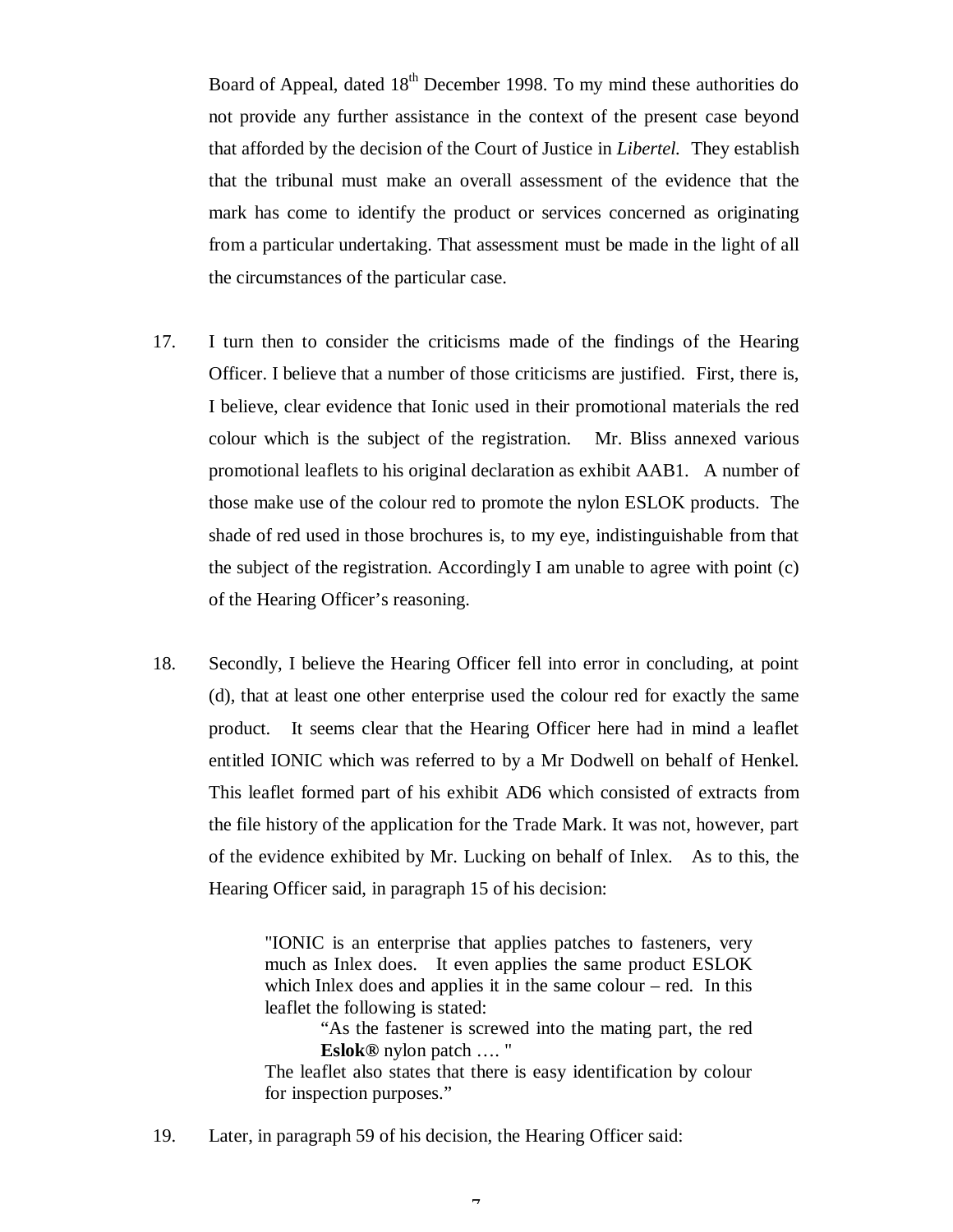Board of Appeal, dated 18th December 1998. To my mind these authorities do not provide any further assistance in the context of the present case beyond that afforded by the decision of the Court of Justice in *Libertel.* They establish that the tribunal must make an overall assessment of the evidence that the mark has come to identify the product or services concerned as originating from a particular undertaking. That assessment must be made in the light of all the circumstances of the particular case.

17. I turn then to consider the criticisms made of the findings of the Hearing Officer. I believe that a number of those criticisms are justified. First, there is, I believe, clear evidence that Ionic used in their promotional materials the red colour which is the subject of the registration. Mr. Bliss annexed various promotional leaflets to his original declaration as exhibit AAB1. A number of those make use of the colour red to promote the nylon ESLOK products. The shade of red used in those brochures is, to my eye, indistinguishable from that the subject of the registration. Accordingly I am unable to agree with point (c) of the Hearing Officer's reasoning.

18. Secondly, I believe the Hearing Officer fell into error in concluding, at point (d), that at least one other enterprise used the colour red for exactly the same product. It seems clear that the Hearing Officer here had in mind a leaflet entitled IONIC which was referred to by a Mr Dodwell on behalf of Henkel. This leaflet formed part of his exhibit AD6 which consisted of extracts from the file history of the application for the Trade Mark. It was not, however, part of the evidence exhibited by Mr. Lucking on behalf of Inlex. As to this, the Hearing Officer said, in paragraph 15 of his decision:

> "IONIC is an enterprise that applies patches to fasteners, very much as Inlex does. It even applies the same product ESLOK which Inlex does and applies it in the same colour – red. In this leaflet the following is stated:
>
> > "As the fastener is screwed into the mating part, the red **Eslok®** nylon patch …. "
>
> The leaflet also states that there is easy identification by colour for inspection purposes."

19. Later, in paragraph 59 of his decision, the Hearing Officer said: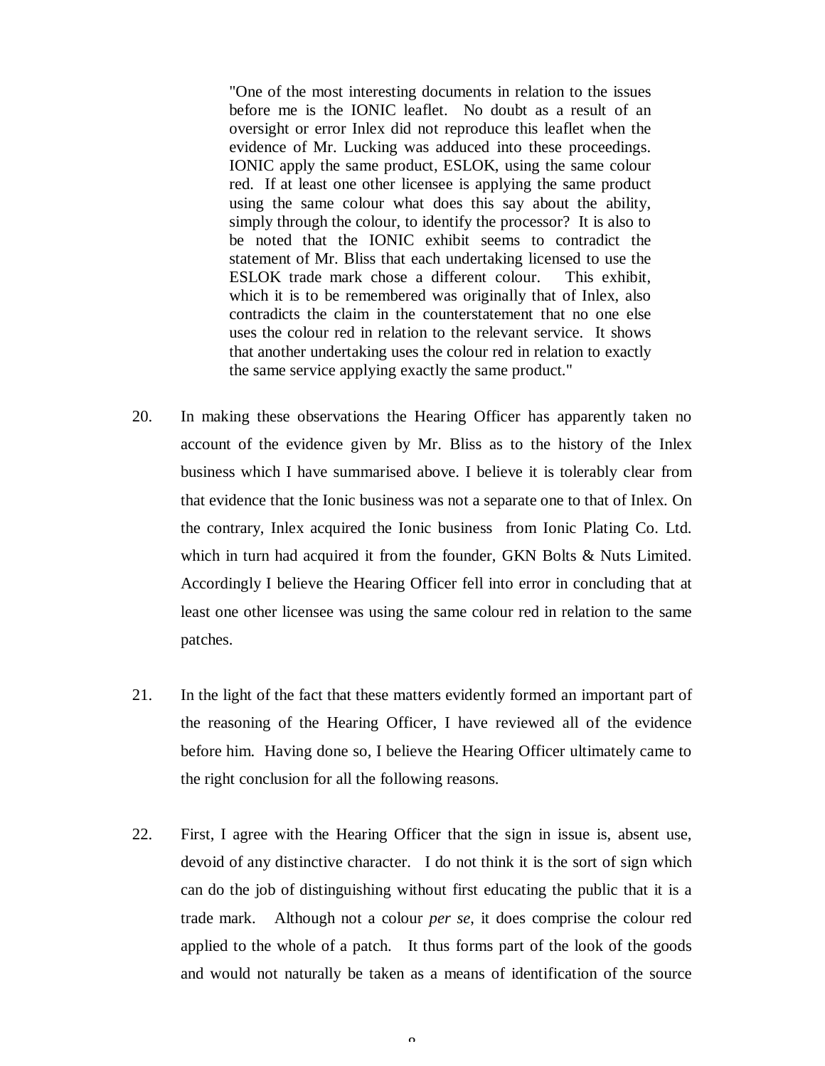> "One of the most interesting documents in relation to the issues before me is the IONIC leaflet. No doubt as a result of an oversight or error Inlex did not reproduce this leaflet when the evidence of Mr. Lucking was adduced into these proceedings. IONIC apply the same product, ESLOK, using the same colour red. If at least one other licensee is applying the same product using the same colour what does this say about the ability, simply through the colour, to identify the processor? It is also to be noted that the IONIC exhibit seems to contradict the statement of Mr. Bliss that each undertaking licensed to use the ESLOK trade mark chose a different colour. This exhibit, which it is to be remembered was originally that of Inlex, also contradicts the claim in the counterstatement that no one else uses the colour red in relation to the relevant service. It shows that another undertaking uses the colour red in relation to exactly the same service applying exactly the same product."

20. In making these observations the Hearing Officer has apparently taken no account of the evidence given by Mr. Bliss as to the history of the Inlex business which I have summarised above. I believe it is tolerably clear from that evidence that the Ionic business was not a separate one to that of Inlex. On the contrary, Inlex acquired the Ionic business from Ionic Plating Co. Ltd. which in turn had acquired it from the founder, GKN Bolts & Nuts Limited. Accordingly I believe the Hearing Officer fell into error in concluding that at least one other licensee was using the same colour red in relation to the same patches.

21. In the light of the fact that these matters evidently formed an important part of the reasoning of the Hearing Officer, I have reviewed all of the evidence before him. Having done so, I believe the Hearing Officer ultimately came to the right conclusion for all the following reasons.

22. First, I agree with the Hearing Officer that the sign in issue is, absent use, devoid of any distinctive character. I do not think it is the sort of sign which can do the job of distinguishing without first educating the public that it is a trade mark. Although not a colour *per se*, it does comprise the colour red applied to the whole of a patch. It thus forms part of the look of the goods and would not naturally be taken as a means of identification of the source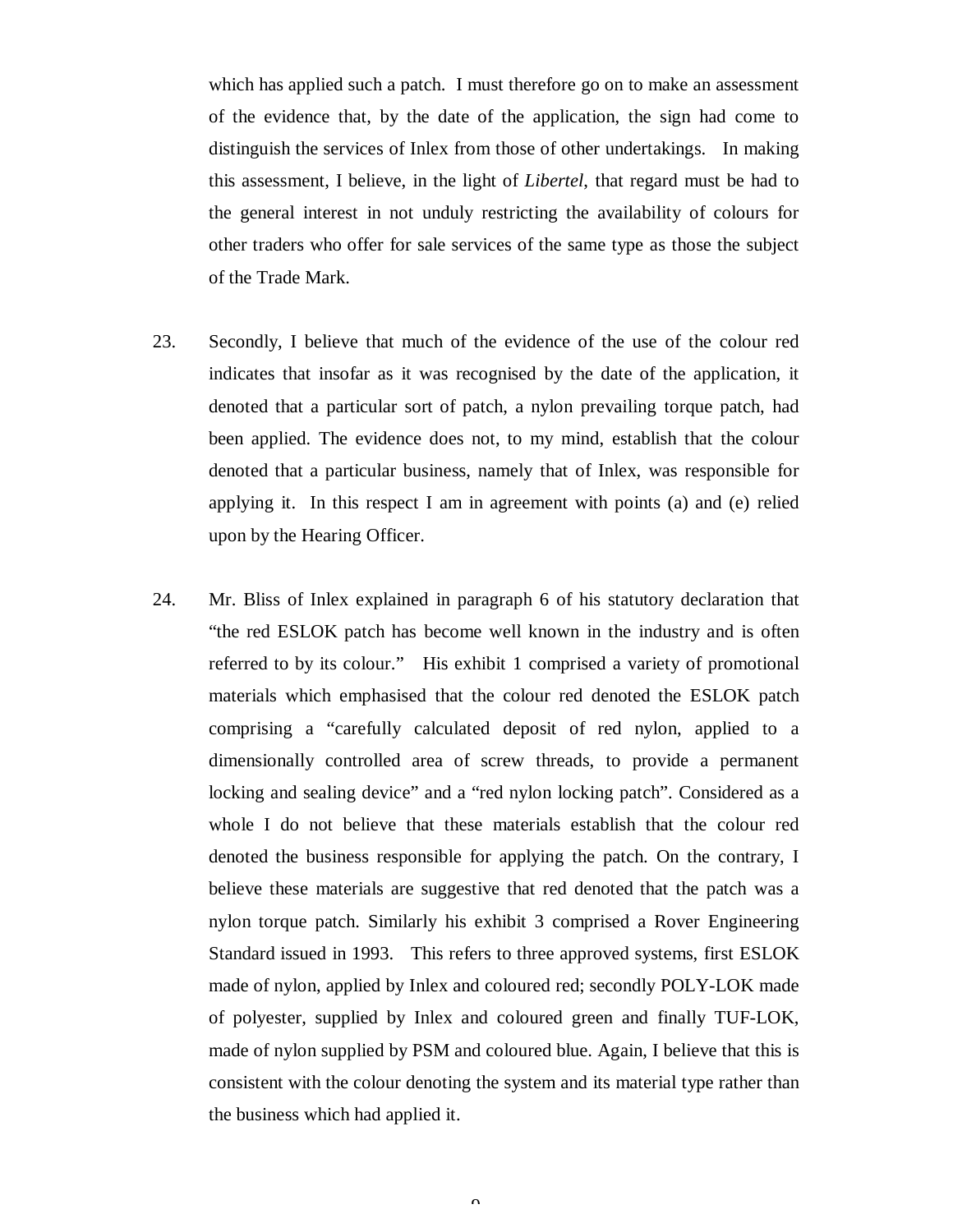which has applied such a patch. I must therefore go on to make an assessment of the evidence that, by the date of the application, the sign had come to distinguish the services of Inlex from those of other undertakings. In making this assessment, I believe, in the light of *Libertel*, that regard must be had to the general interest in not unduly restricting the availability of colours for other traders who offer for sale services of the same type as those the subject of the Trade Mark.

23. Secondly, I believe that much of the evidence of the use of the colour red indicates that insofar as it was recognised by the date of the application, it denoted that a particular sort of patch, a nylon prevailing torque patch, had been applied. The evidence does not, to my mind, establish that the colour denoted that a particular business, namely that of Inlex, was responsible for applying it. In this respect I am in agreement with points (a) and (e) relied upon by the Hearing Officer.

24. Mr. Bliss of Inlex explained in paragraph 6 of his statutory declaration that "the red ESLOK patch has become well known in the industry and is often referred to by its colour." His exhibit 1 comprised a variety of promotional materials which emphasised that the colour red denoted the ESLOK patch comprising a "carefully calculated deposit of red nylon, applied to a dimensionally controlled area of screw threads, to provide a permanent locking and sealing device" and a "red nylon locking patch". Considered as a whole I do not believe that these materials establish that the colour red denoted the business responsible for applying the patch. On the contrary, I believe these materials are suggestive that red denoted that the patch was a nylon torque patch. Similarly his exhibit 3 comprised a Rover Engineering Standard issued in 1993. This refers to three approved systems, first ESLOK made of nylon, applied by Inlex and coloured red; secondly POLY-LOK made of polyester, supplied by Inlex and coloured green and finally TUF-LOK, made of nylon supplied by PSM and coloured blue. Again, I believe that this is consistent with the colour denoting the system and its material type rather than the business which had applied it.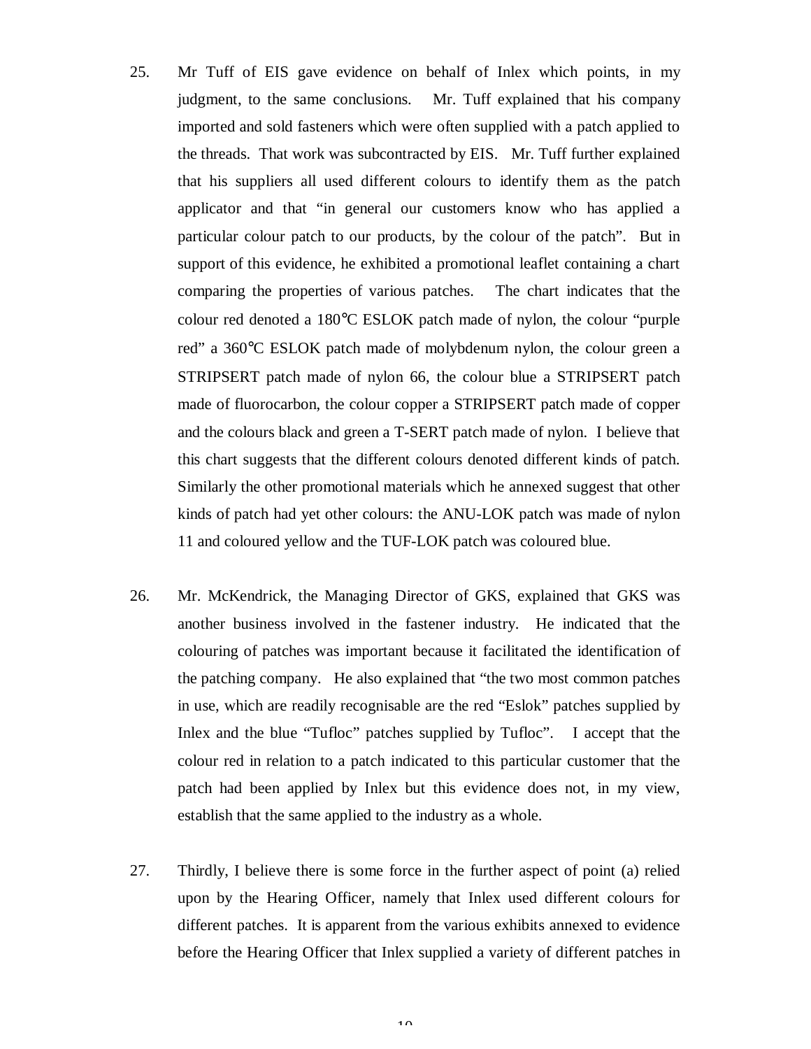25. Mr Tuff of EIS gave evidence on behalf of Inlex which points, in my judgment, to the same conclusions. Mr. Tuff explained that his company imported and sold fasteners which were often supplied with a patch applied to the threads. That work was subcontracted by EIS. Mr. Tuff further explained that his suppliers all used different colours to identify them as the patch applicator and that "in general our customers know who has applied a particular colour patch to our products, by the colour of the patch". But in support of this evidence, he exhibited a promotional leaflet containing a chart comparing the properties of various patches. The chart indicates that the colour red denoted a 180°C ESLOK patch made of nylon, the colour "purple red" a 360°C ESLOK patch made of molybdenum nylon, the colour green a STRIPSERT patch made of nylon 66, the colour blue a STRIPSERT patch made of fluorocarbon, the colour copper a STRIPSERT patch made of copper and the colours black and green a T-SERT patch made of nylon. I believe that this chart suggests that the different colours denoted different kinds of patch. Similarly the other promotional materials which he annexed suggest that other kinds of patch had yet other colours: the ANU-LOK patch was made of nylon 11 and coloured yellow and the TUF-LOK patch was coloured blue.

26. Mr. McKendrick, the Managing Director of GKS, explained that GKS was another business involved in the fastener industry. He indicated that the colouring of patches was important because it facilitated the identification of the patching company. He also explained that "the two most common patches in use, which are readily recognisable are the red "Eslok" patches supplied by Inlex and the blue "Tufloc" patches supplied by Tufloc". I accept that the colour red in relation to a patch indicated to this particular customer that the patch had been applied by Inlex but this evidence does not, in my view, establish that the same applied to the industry as a whole.

27. Thirdly, I believe there is some force in the further aspect of point (a) relied upon by the Hearing Officer, namely that Inlex used different colours for different patches. It is apparent from the various exhibits annexed to evidence before the Hearing Officer that Inlex supplied a variety of different patches in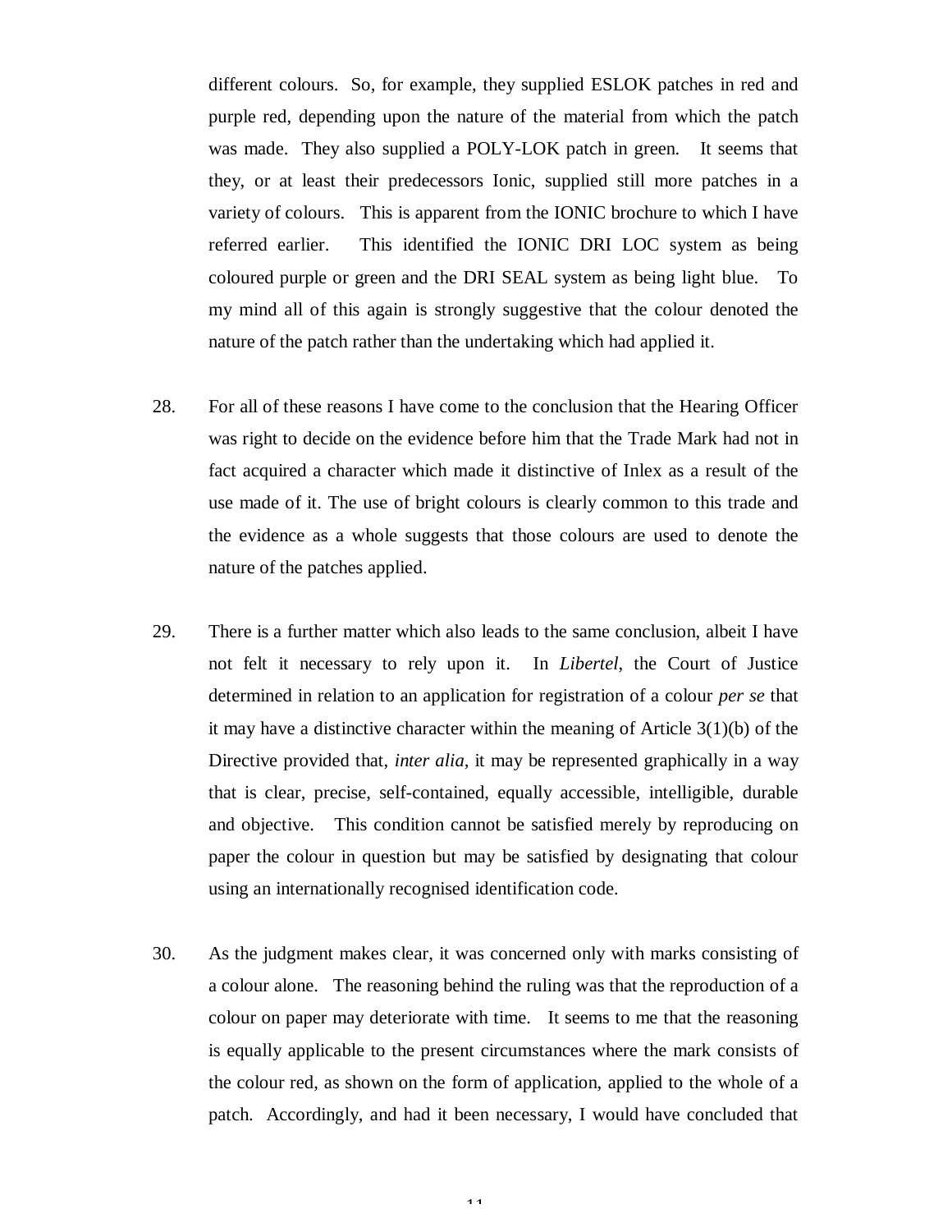different colours. So, for example, they supplied ESLOK patches in red and purple red, depending upon the nature of the material from which the patch was made. They also supplied a POLY-LOK patch in green. It seems that they, or at least their predecessors Ionic, supplied still more patches in a variety of colours. This is apparent from the IONIC brochure to which I have referred earlier. This identified the IONIC DRI LOC system as being coloured purple or green and the DRI SEAL system as being light blue. To my mind all of this again is strongly suggestive that the colour denoted the nature of the patch rather than the undertaking which had applied it.

28. For all of these reasons I have come to the conclusion that the Hearing Officer was right to decide on the evidence before him that the Trade Mark had not in fact acquired a character which made it distinctive of Inlex as a result of the use made of it. The use of bright colours is clearly common to this trade and the evidence as a whole suggests that those colours are used to denote the nature of the patches applied.

29. There is a further matter which also leads to the same conclusion, albeit I have not felt it necessary to rely upon it. In *Libertel*, the Court of Justice determined in relation to an application for registration of a colour *per se* that it may have a distinctive character within the meaning of Article 3(1)(b) of the Directive provided that, *inter alia*, it may be represented graphically in a way that is clear, precise, self-contained, equally accessible, intelligible, durable and objective. This condition cannot be satisfied merely by reproducing on paper the colour in question but may be satisfied by designating that colour using an internationally recognised identification code.

30. As the judgment makes clear, it was concerned only with marks consisting of a colour alone. The reasoning behind the ruling was that the reproduction of a colour on paper may deteriorate with time. It seems to me that the reasoning is equally applicable to the present circumstances where the mark consists of the colour red, as shown on the form of application, applied to the whole of a patch. Accordingly, and had it been necessary, I would have concluded that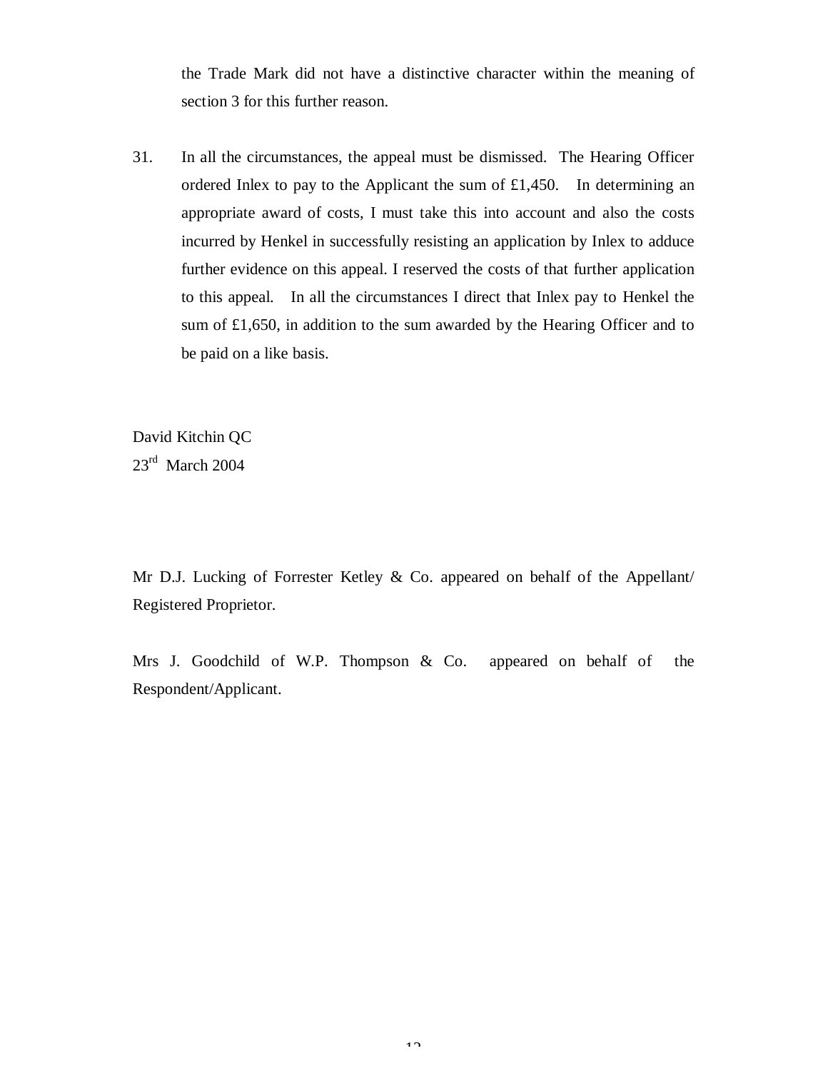the Trade Mark did not have a distinctive character within the meaning of section 3 for this further reason.

31. In all the circumstances, the appeal must be dismissed. The Hearing Officer ordered Inlex to pay to the Applicant the sum of £1,450. In determining an appropriate award of costs, I must take this into account and also the costs incurred by Henkel in successfully resisting an application by Inlex to adduce further evidence on this appeal. I reserved the costs of that further application to this appeal. In all the circumstances I direct that Inlex pay to Henkel the sum of £1,650, in addition to the sum awarded by the Hearing Officer and to be paid on a like basis.

David Kitchin QC
23rd March 2004

Mr D.J. Lucking of Forrester Ketley & Co. appeared on behalf of the Appellant/ Registered Proprietor.

Mrs J. Goodchild of W.P. Thompson & Co. appeared on behalf of the Respondent/Applicant.